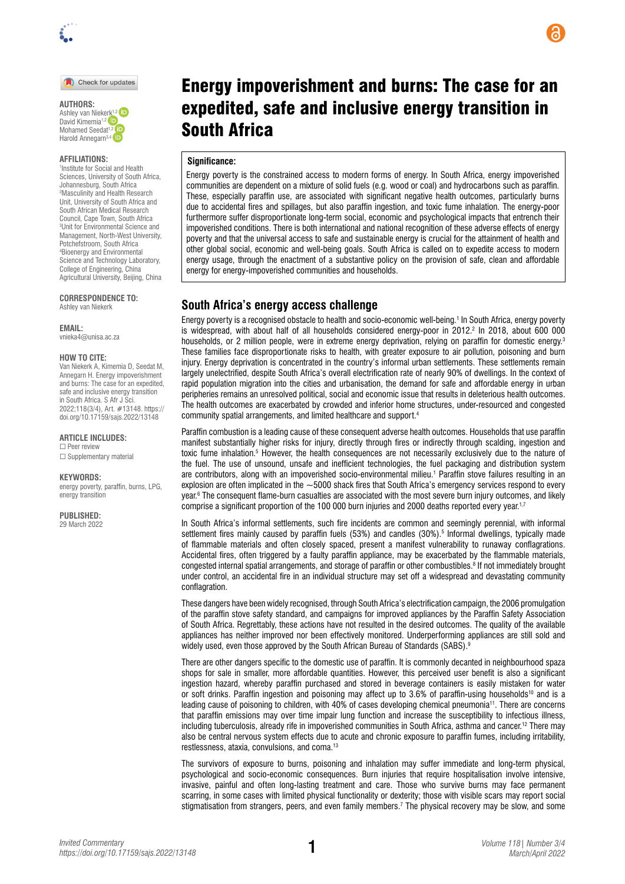# Energy impoverishment and burns: The case for an expedited, safe and inclusive energy transition in South Africa

**AUTHORS:**
Ashley van Niekerk[1,2]
David Kimemia[1,2]
Mohamed Seedat[1,2]
Harold Annegarn[3,4]

**AFFILIATIONS:**
[1]Institute for Social and Health Sciences, University of South Africa, Johannesburg, South Africa
[2]Masculinity and Health Research Unit, University of South Africa and South African Medical Research Council, Cape Town, South Africa
[3]Unit for Environmental Science and Management, North-West University, Potchefstroom, South Africa
[4]Bioenergy and Environmental Science and Technology Laboratory, College of Engineering, China Agricultural University, Beijing, China

**CORRESPONDENCE TO:**
Ashley van Niekerk

**EMAIL:**
vnieka4@unisa.ac.za

**HOW TO CITE:**
Van Niekerk A, Kimemia D, Seedat M, Annegarn H. Energy impoverishment and burns: The case for an expedited, safe and inclusive energy transition in South Africa. S Afr J Sci. 2022;118(3/4), Art. #13148. https://doi.org/10.17159/sajs.2022/13148

**ARTICLE INCLUDES:**
☐ Peer review
☐ Supplementary material

**KEYWORDS:**
energy poverty, paraffin, burns, LPG, energy transition

**PUBLISHED:**
29 March 2022

**Significance:**

Energy poverty is the constrained access to modern forms of energy. In South Africa, energy impoverished communities are dependent on a mixture of solid fuels (e.g. wood or coal) and hydrocarbons such as paraffin. These, especially paraffin use, are associated with significant negative health outcomes, particularly burns due to accidental fires and spillages, but also paraffin ingestion, and toxic fume inhalation. The energy-poor furthermore suffer disproportionate long-term social, economic and psychological impacts that entrench their impoverished conditions. There is both international and national recognition of these adverse effects of energy poverty and that the universal access to safe and sustainable energy is crucial for the attainment of health and other global social, economic and well-being goals. South Africa is called on to expedite access to modern energy usage, through the enactment of a substantive policy on the provision of safe, clean and affordable energy for energy-impoverished communities and households.

## South Africa's energy access challenge

Energy poverty is a recognised obstacle to health and socio-economic well-being.[1] In South Africa, energy poverty is widespread, with about half of all households considered energy-poor in 2012.[2] In 2018, about 600 000 households, or 2 million people, were in extreme energy deprivation, relying on paraffin for domestic energy.[3] These families face disproportionate risks to health, with greater exposure to air pollution, poisoning and burn injury. Energy deprivation is concentrated in the country's informal urban settlements. These settlements remain largely unelectrified, despite South Africa's overall electrification rate of nearly 90% of dwellings. In the context of rapid population migration into the cities and urbanisation, the demand for safe and affordable energy in urban peripheries remains an unresolved political, social and economic issue that results in deleterious health outcomes. The health outcomes are exacerbated by crowded and inferior home structures, under-resourced and congested community spatial arrangements, and limited healthcare and support.[4]

Paraffin combustion is a leading cause of these consequent adverse health outcomes. Households that use paraffin manifest substantially higher risks for injury, directly through fires or indirectly through scalding, ingestion and toxic fume inhalation.[5] However, the health consequences are not necessarily exclusively due to the nature of the fuel. The use of unsound, unsafe and inefficient technologies, the fuel packaging and distribution system are contributors, along with an impoverished socio-environmental milieu.[1] Paraffin stove failures resulting in an explosion are often implicated in the ~5000 shack fires that South Africa's emergency services respond to every year.[6] The consequent flame-burn casualties are associated with the most severe burn injury outcomes, and likely comprise a significant proportion of the 100 000 burn injuries and 2000 deaths reported every year.[1,7]

In South Africa's informal settlements, such fire incidents are common and seemingly perennial, with informal settlement fires mainly caused by paraffin fuels (53%) and candles (30%).[5] Informal dwellings, typically made of flammable materials and often closely spaced, present a manifest vulnerability to runaway conflagrations. Accidental fires, often triggered by a faulty paraffin appliance, may be exacerbated by the flammable materials, congested internal spatial arrangements, and storage of paraffin or other combustibles.[8] If not immediately brought under control, an accidental fire in an individual structure may set off a widespread and devastating community conflagration.

These dangers have been widely recognised, through South Africa's electrification campaign, the 2006 promulgation of the paraffin stove safety standard, and campaigns for improved appliances by the Paraffin Safety Association of South Africa. Regrettably, these actions have not resulted in the desired outcomes. The quality of the available appliances has neither improved nor been effectively monitored. Underperforming appliances are still sold and widely used, even those approved by the South African Bureau of Standards (SABS).[9]

There are other dangers specific to the domestic use of paraffin. It is commonly decanted in neighbourhood spaza shops for sale in smaller, more affordable quantities. However, this perceived user benefit is also a significant ingestion hazard, whereby paraffin purchased and stored in beverage containers is easily mistaken for water or soft drinks. Paraffin ingestion and poisoning may affect up to 3.6% of paraffin-using households[10] and is a leading cause of poisoning to children, with 40% of cases developing chemical pneumonia[11]. There are concerns that paraffin emissions may over time impair lung function and increase the susceptibility to infectious illness, including tuberculosis, already rife in impoverished communities in South Africa, asthma and cancer.[12] There may also be central nervous system effects due to acute and chronic exposure to paraffin fumes, including irritability, restlessness, ataxia, convulsions, and coma.[13]

The survivors of exposure to burns, poisoning and inhalation may suffer immediate and long-term physical, psychological and socio-economic consequences. Burn injuries that require hospitalisation involve intensive, invasive, painful and often long-lasting treatment and care. Those who survive burns may face permanent scarring, in some cases with limited physical functionality or dexterity; those with visible scars may report social stigmatisation from strangers, peers, and even family members.[7] The physical recovery may be slow, and some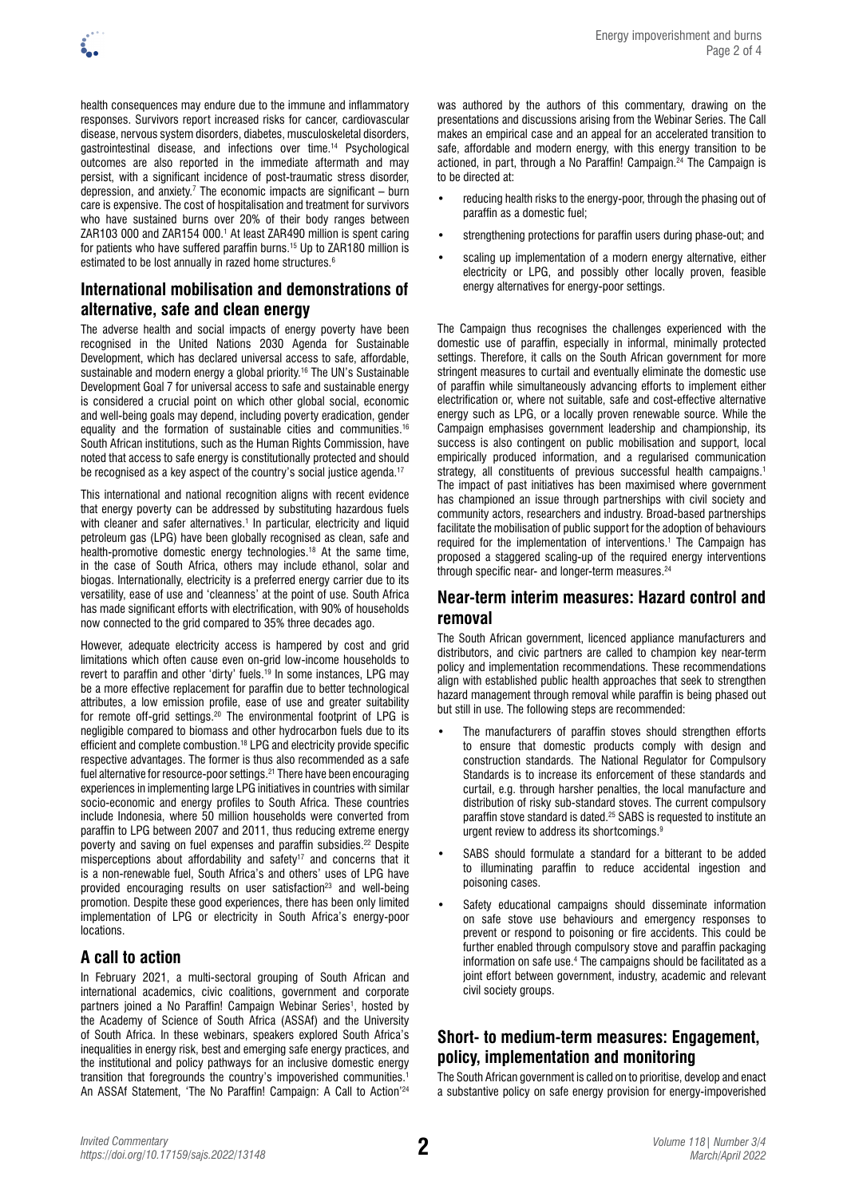health consequences may endure due to the immune and inflammatory responses. Survivors report increased risks for cancer, cardiovascular disease, nervous system disorders, diabetes, musculoskeletal disorders, gastrointestinal disease, and infections over time.[14] Psychological outcomes are also reported in the immediate aftermath and may persist, with a significant incidence of post-traumatic stress disorder, depression, and anxiety.[7] The economic impacts are significant – burn care is expensive. The cost of hospitalisation and treatment for survivors who have sustained burns over 20% of their body ranges between ZAR103 000 and ZAR154 000.[1] At least ZAR490 million is spent caring for patients who have suffered paraffin burns.[15] Up to ZAR180 million is estimated to be lost annually in razed home structures.[6]

## International mobilisation and demonstrations of alternative, safe and clean energy

The adverse health and social impacts of energy poverty have been recognised in the United Nations 2030 Agenda for Sustainable Development, which has declared universal access to safe, affordable, sustainable and modern energy a global priority.[16] The UN's Sustainable Development Goal 7 for universal access to safe and sustainable energy is considered a crucial point on which other global social, economic and well-being goals may depend, including poverty eradication, gender equality and the formation of sustainable cities and communities.[16] South African institutions, such as the Human Rights Commission, have noted that access to safe energy is constitutionally protected and should be recognised as a key aspect of the country's social justice agenda.[17]

This international and national recognition aligns with recent evidence that energy poverty can be addressed by substituting hazardous fuels with cleaner and safer alternatives.[1] In particular, electricity and liquid petroleum gas (LPG) have been globally recognised as clean, safe and health-promotive domestic energy technologies.[18] At the same time, in the case of South Africa, others may include ethanol, solar and biogas. Internationally, electricity is a preferred energy carrier due to its versatility, ease of use and 'cleanness' at the point of use. South Africa has made significant efforts with electrification, with 90% of households now connected to the grid compared to 35% three decades ago.

However, adequate electricity access is hampered by cost and grid limitations which often cause even on-grid low-income households to revert to paraffin and other 'dirty' fuels.[19] In some instances, LPG may be a more effective replacement for paraffin due to better technological attributes, a low emission profile, ease of use and greater suitability for remote off-grid settings.[20] The environmental footprint of LPG is negligible compared to biomass and other hydrocarbon fuels due to its efficient and complete combustion.[18] LPG and electricity provide specific respective advantages. The former is thus also recommended as a safe fuel alternative for resource-poor settings.[21] There have been encouraging experiences in implementing large LPG initiatives in countries with similar socio-economic and energy profiles to South Africa. These countries include Indonesia, where 50 million households were converted from paraffin to LPG between 2007 and 2011, thus reducing extreme energy poverty and saving on fuel expenses and paraffin subsidies.[22] Despite misperceptions about affordability and safety[17] and concerns that it is a non-renewable fuel, South Africa's and others' uses of LPG have provided encouraging results on user satisfaction[23] and well-being promotion. Despite these good experiences, there has been only limited implementation of LPG or electricity in South Africa's energy-poor locations.

## A call to action

In February 2021, a multi-sectoral grouping of South African and international academics, civic coalitions, government and corporate partners joined a No Paraffin! Campaign Webinar Series[1], hosted by the Academy of Science of South Africa (ASSAf) and the University of South Africa. In these webinars, speakers explored South Africa's inequalities in energy risk, best and emerging safe energy practices, and the institutional and policy pathways for an inclusive domestic energy transition that foregrounds the country's impoverished communities.[1] An ASSAf Statement, 'The No Paraffin! Campaign: A Call to Action'[24] was authored by the authors of this commentary, drawing on the presentations and discussions arising from the Webinar Series. The Call makes an empirical case and an appeal for an accelerated transition to safe, affordable and modern energy, with this energy transition to be actioned, in part, through a No Paraffin! Campaign.[24] The Campaign is to be directed at:

- reducing health risks to the energy-poor, through the phasing out of paraffin as a domestic fuel;
- strengthening protections for paraffin users during phase-out; and
- scaling up implementation of a modern energy alternative, either electricity or LPG, and possibly other locally proven, feasible energy alternatives for energy-poor settings.

The Campaign thus recognises the challenges experienced with the domestic use of paraffin, especially in informal, minimally protected settings. Therefore, it calls on the South African government for more stringent measures to curtail and eventually eliminate the domestic use of paraffin while simultaneously advancing efforts to implement either electrification or, where not suitable, safe and cost-effective alternative energy such as LPG, or a locally proven renewable source. While the Campaign emphasises government leadership and championship, its success is also contingent on public mobilisation and support, local empirically produced information, and a regularised communication strategy, all constituents of previous successful health campaigns.[1] The impact of past initiatives has been maximised where government has championed an issue through partnerships with civil society and community actors, researchers and industry. Broad-based partnerships facilitate the mobilisation of public support for the adoption of behaviours required for the implementation of interventions.[1] The Campaign has proposed a staggered scaling-up of the required energy interventions through specific near- and longer-term measures.[24]

## Near-term interim measures: Hazard control and removal

The South African government, licenced appliance manufacturers and distributors, and civic partners are called to champion key near-term policy and implementation recommendations. These recommendations align with established public health approaches that seek to strengthen hazard management through removal while paraffin is being phased out but still in use. The following steps are recommended:

- The manufacturers of paraffin stoves should strengthen efforts to ensure that domestic products comply with design and construction standards. The National Regulator for Compulsory Standards is to increase its enforcement of these standards and curtail, e.g. through harsher penalties, the local manufacture and distribution of risky sub-standard stoves. The current compulsory paraffin stove standard is dated.[25] SABS is requested to institute an urgent review to address its shortcomings.[9]
- SABS should formulate a standard for a bitterant to be added to illuminating paraffin to reduce accidental ingestion and poisoning cases.
- Safety educational campaigns should disseminate information on safe stove use behaviours and emergency responses to prevent or respond to poisoning or fire accidents. This could be further enabled through compulsory stove and paraffin packaging information on safe use.[4] The campaigns should be facilitated as a joint effort between government, industry, academic and relevant civil society groups.

## Short- to medium-term measures: Engagement, policy, implementation and monitoring

The South African government is called on to prioritise, develop and enact a substantive policy on safe energy provision for energy-impoverished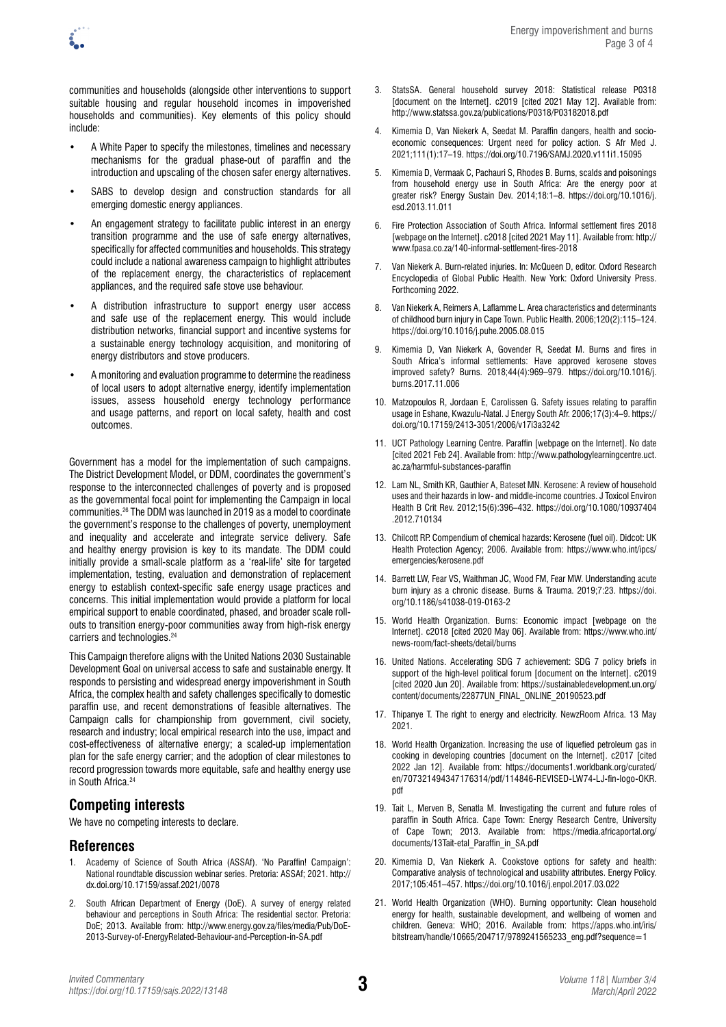communities and households (alongside other interventions to support suitable housing and regular household incomes in impoverished households and communities). Key elements of this policy should include:

- A White Paper to specify the milestones, timelines and necessary mechanisms for the gradual phase-out of paraffin and the introduction and upscaling of the chosen safer energy alternatives.
- SABS to develop design and construction standards for all emerging domestic energy appliances.
- An engagement strategy to facilitate public interest in an energy transition programme and the use of safe energy alternatives, specifically for affected communities and households. This strategy could include a national awareness campaign to highlight attributes of the replacement energy, the characteristics of replacement appliances, and the required safe stove use behaviour.
- A distribution infrastructure to support energy user access and safe use of the replacement energy. This would include distribution networks, financial support and incentive systems for a sustainable energy technology acquisition, and monitoring of energy distributors and stove producers.
- A monitoring and evaluation programme to determine the readiness of local users to adopt alternative energy, identify implementation issues, assess household energy technology performance and usage patterns, and report on local safety, health and cost outcomes.

Government has a model for the implementation of such campaigns. The District Development Model, or DDM, coordinates the government's response to the interconnected challenges of poverty and is proposed as the governmental focal point for implementing the Campaign in local communities.[26] The DDM was launched in 2019 as a model to coordinate the government's response to the challenges of poverty, unemployment and inequality and accelerate and integrate service delivery. Safe and healthy energy provision is key to its mandate. The DDM could initially provide a small-scale platform as a 'real-life' site for targeted implementation, testing, evaluation and demonstration of replacement energy to establish context-specific safe energy usage practices and concerns. This initial implementation would provide a platform for local empirical support to enable coordinated, phased, and broader scale roll-outs to transition energy-poor communities away from high-risk energy carriers and technologies.[24]

This Campaign therefore aligns with the United Nations 2030 Sustainable Development Goal on universal access to safe and sustainable energy. It responds to persisting and widespread energy impoverishment in South Africa, the complex health and safety challenges specifically to domestic paraffin use, and recent demonstrations of feasible alternatives. The Campaign calls for championship from government, civil society, research and industry; local empirical research into the use, impact and cost-effectiveness of alternative energy; a scaled-up implementation plan for the safe energy carrier; and the adoption of clear milestones to record progression towards more equitable, safe and healthy energy use in South Africa.[24]

## Competing interests

We have no competing interests to declare.

## References

1. Academy of Science of South Africa (ASSAf). 'No Paraffin! Campaign': National roundtable discussion webinar series. Pretoria: ASSAf; 2021. http://dx.doi.org/10.17159/assaf.2021/0078
2. South African Department of Energy (DoE). A survey of energy related behaviour and perceptions in South Africa: The residential sector. Pretoria: DoE; 2013. Available from: http://www.energy.gov.za/files/media/Pub/DoE-2013-Survey-of-EnergyRelated-Behaviour-and-Perception-in-SA.pdf
3. StatsSA. General household survey 2018: Statistical release P0318 [document on the Internet]. c2019 [cited 2021 May 12]. Available from: http://www.statssa.gov.za/publications/P0318/P03182018.pdf
4. Kimemia D, Van Niekerk A, Seedat M. Paraffin dangers, health and socio-economic consequences: Urgent need for policy action. S Afr Med J. 2021;111(1):17–19. https://doi.org/10.7196/SAMJ.2020.v111i1.15095
5. Kimemia D, Vermaak C, Pachauri S, Rhodes B. Burns, scalds and poisonings from household energy use in South Africa: Are the energy poor at greater risk? Energy Sustain Dev. 2014;18:1–8. https://doi.org/10.1016/j.esd.2013.11.011
6. Fire Protection Association of South Africa. Informal settlement fires 2018 [webpage on the Internet]. c2018 [cited 2021 May 11]. Available from: http://www.fpasa.co.za/140-informal-settlement-fires-2018
7. Van Niekerk A. Burn-related injuries. In: McQueen D, editor. Oxford Research Encyclopedia of Global Public Health. New York: Oxford University Press. Forthcoming 2022.
8. Van Niekerk A, Reimers A, Laflamme L. Area characteristics and determinants of childhood burn injury in Cape Town. Public Health. 2006;120(2):115–124. https://doi.org/10.1016/j.puhe.2005.08.015
9. Kimemia D, Van Niekerk A, Govender R, Seedat M. Burns and fires in South Africa's informal settlements: Have approved kerosene stoves improved safety? Burns. 2018;44(4):969–979. https://doi.org/10.1016/j.burns.2017.11.006
10. Matzopoulos R, Jordaan E, Carolissen G. Safety issues relating to paraffin usage in Eshane, Kwazulu-Natal. J Energy South Afr. 2006;17(3):4–9. https://doi.org/10.17159/2413-3051/2006/v17i3a3242
11. UCT Pathology Learning Centre. Paraffin [webpage on the Internet]. No date [cited 2021 Feb 24]. Available from: http://www.pathologylearningcentre.uct.ac.za/harmful-substances-paraffin
12. Lam NL, Smith KR, Gauthier A, Bateset MN. Kerosene: A review of household uses and their hazards in low- and middle-income countries. J Toxicol Environ Health B Crit Rev. 2012;15(6):396–432. https://doi.org/10.1080/10937404.2012.710134
13. Chilcott RP. Compendium of chemical hazards: Kerosene (fuel oil). Didcot: UK Health Protection Agency; 2006. Available from: https://www.who.int/ipcs/emergencies/kerosene.pdf
14. Barrett LW, Fear VS, Waithman JC, Wood FM, Fear MW. Understanding acute burn injury as a chronic disease. Burns & Trauma. 2019;7:23. https://doi.org/10.1186/s41038-019-0163-2
15. World Health Organization. Burns: Economic impact [webpage on the Internet]. c2018 [cited 2020 May 06]. Available from: https://www.who.int/news-room/fact-sheets/detail/burns
16. United Nations. Accelerating SDG 7 achievement: SDG 7 policy briefs in support of the high-level political forum [document on the Internet]. c2019 [cited 2020 Jun 20]. Available from: https://sustainabledevelopment.un.org/content/documents/22877UN_FINAL_ONLINE_20190523.pdf
17. Thipanye T. The right to energy and electricity. NewzRoom Africa. 13 May 2021.
18. World Health Organization. Increasing the use of liquefied petroleum gas in cooking in developing countries [document on the Internet]. c2017 [cited 2022 Jan 12]. Available from: https://documents1.worldbank.org/curated/en/707321494347176314/pdf/114846-REVISED-LW74-LJ-fin-logo-OKR.pdf
19. Tait L, Merven B, Senatla M. Investigating the current and future roles of paraffin in South Africa. Cape Town: Energy Research Centre, University of Cape Town; 2013. Available from: https://media.africaportal.org/documents/13Tait-etal_Paraffin_in_SA.pdf
20. Kimemia D, Van Niekerk A. Cookstove options for safety and health: Comparative analysis of technological and usability attributes. Energy Policy. 2017;105:451–457. https://doi.org/10.1016/j.enpol.2017.03.022
21. World Health Organization (WHO). Burning opportunity: Clean household energy for health, sustainable development, and wellbeing of women and children. Geneva: WHO; 2016. Available from: https://apps.who.int/iris/bitstream/handle/10665/204717/9789241565233_eng.pdf?sequence=1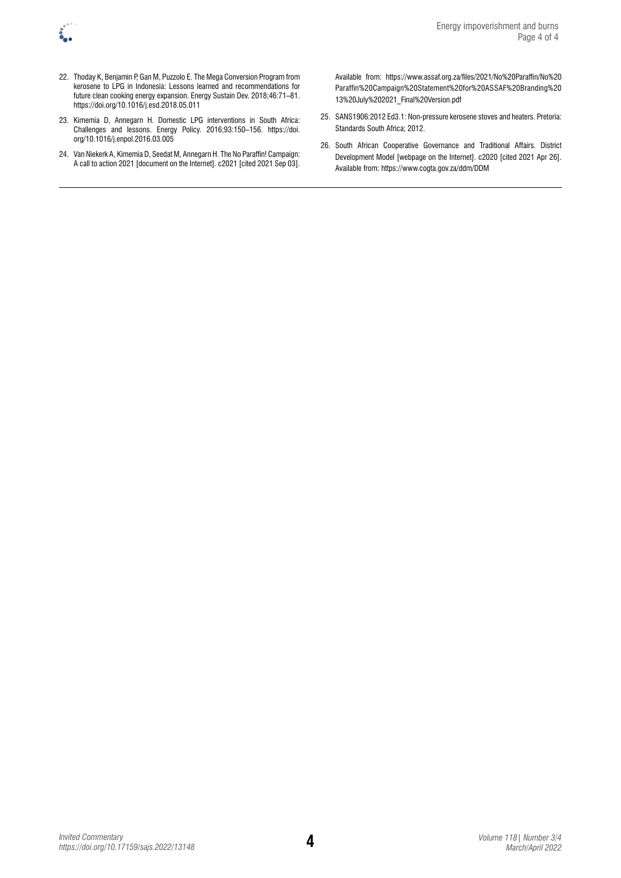22. Thoday K, Benjamin P, Gan M, Puzzolo E. The Mega Conversion Program from kerosene to LPG in Indonesia: Lessons learned and recommendations for future clean cooking energy expansion. Energy Sustain Dev. 2018;46:71–81. https://doi.org/10.1016/j.esd.2018.05.011

23. Kimemia D, Annegarn H. Domestic LPG interventions in South Africa: Challenges and lessons. Energy Policy. 2016;93:150–156. https://doi.org/10.1016/j.enpol.2016.03.005

24. Van Niekerk A, Kimemia D, Seedat M, Annegarn H. The No Paraffin! Campaign: A call to action 2021 [document on the Internet]. c2021 [cited 2021 Sep 03]. Available from: https://www.assaf.org.za/files/2021/No%20Paraffin/No%20Paraffin%20Campaign%20Statement%20for%20ASSAF%20Branding%2013%20July%202021_Final%20Version.pdf

25. SANS1906:2012 Ed3.1: Non-pressure kerosene stoves and heaters. Pretoria: Standards South Africa; 2012.

26. South African Cooperative Governance and Traditional Affairs. District Development Model [webpage on the Internet]. c2020 [cited 2021 Apr 26]. Available from: https://www.cogta.gov.za/ddm/DDM